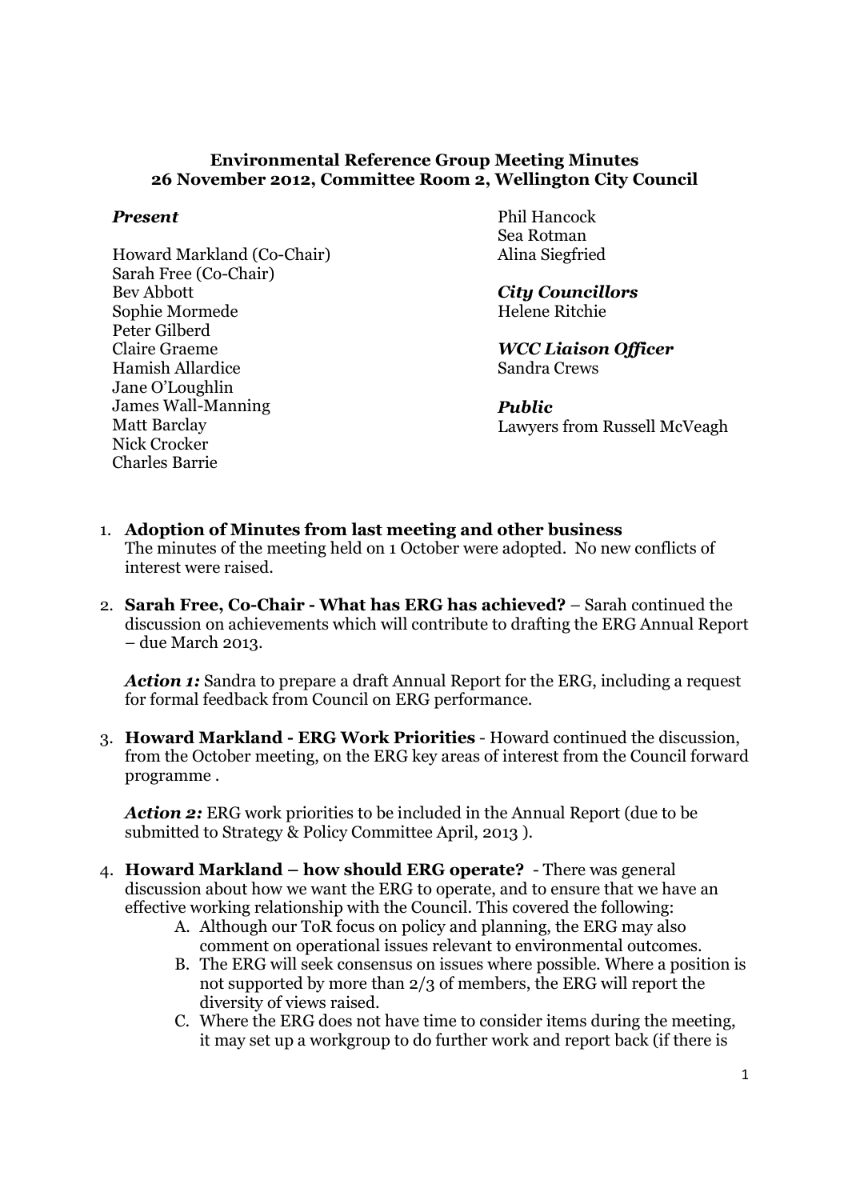**Environmental Reference Group Meeting Minutes**
**26 November 2012, Committee Room 2, Wellington City Council**

***Present***

Howard Markland (Co-Chair)
Sarah Free (Co-Chair)
Bev Abbott
Sophie Mormede
Peter Gilberd
Claire Graeme
Hamish Allardice
Jane O'Loughlin
James Wall-Manning
Matt Barclay
Nick Crocker
Charles Barrie
Phil Hancock
Sea Rotman
Alina Siegfried

***City Councillors***
Helene Ritchie

***WCC Liaison Officer***
Sandra Crews

***Public***
Lawyers from Russell McVeagh

1. **Adoption of Minutes from last meeting and other business**
   The minutes of the meeting held on 1 October were adopted. No new conflicts of interest were raised.

2. **Sarah Free, Co-Chair - What has ERG has achieved?** – Sarah continued the discussion on achievements which will contribute to drafting the ERG Annual Report – due March 2013.

   ***Action 1:*** Sandra to prepare a draft Annual Report for the ERG, including a request for formal feedback from Council on ERG performance.

3. **Howard Markland - ERG Work Priorities** - Howard continued the discussion, from the October meeting, on the ERG key areas of interest from the Council forward programme .

   ***Action 2:*** ERG work priorities to be included in the Annual Report (due to be submitted to Strategy & Policy Committee April, 2013 ).

4. **Howard Markland – how should ERG operate?** - There was general discussion about how we want the ERG to operate, and to ensure that we have an effective working relationship with the Council. This covered the following:
   A. Although our ToR focus on policy and planning, the ERG may also comment on operational issues relevant to environmental outcomes.
   B. The ERG will seek consensus on issues where possible. Where a position is not supported by more than 2/3 of members, the ERG will report the diversity of views raised.
   C. Where the ERG does not have time to consider items during the meeting, it may set up a workgroup to do further work and report back (if there is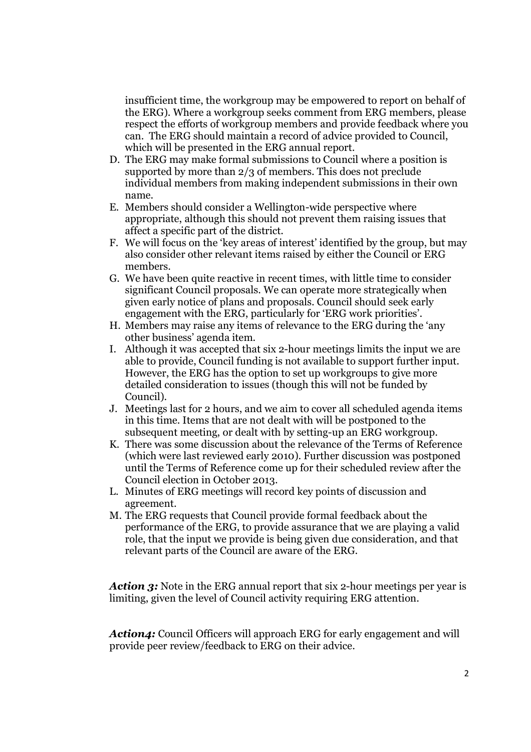insufficient time, the workgroup may be empowered to report on behalf of the ERG). Where a workgroup seeks comment from ERG members, please respect the efforts of workgroup members and provide feedback where you can. The ERG should maintain a record of advice provided to Council, which will be presented in the ERG annual report.

D. The ERG may make formal submissions to Council where a position is supported by more than 2/3 of members. This does not preclude individual members from making independent submissions in their own name.
E. Members should consider a Wellington-wide perspective where appropriate, although this should not prevent them raising issues that affect a specific part of the district.
F. We will focus on the 'key areas of interest' identified by the group, but may also consider other relevant items raised by either the Council or ERG members.
G. We have been quite reactive in recent times, with little time to consider significant Council proposals. We can operate more strategically when given early notice of plans and proposals. Council should seek early engagement with the ERG, particularly for 'ERG work priorities'.
H. Members may raise any items of relevance to the ERG during the 'any other business' agenda item.
I. Although it was accepted that six 2-hour meetings limits the input we are able to provide, Council funding is not available to support further input. However, the ERG has the option to set up workgroups to give more detailed consideration to issues (though this will not be funded by Council).
J. Meetings last for 2 hours, and we aim to cover all scheduled agenda items in this time. Items that are not dealt with will be postponed to the subsequent meeting, or dealt with by setting-up an ERG workgroup.
K. There was some discussion about the relevance of the Terms of Reference (which were last reviewed early 2010). Further discussion was postponed until the Terms of Reference come up for their scheduled review after the Council election in October 2013.
L. Minutes of ERG meetings will record key points of discussion and agreement.
M. The ERG requests that Council provide formal feedback about the performance of the ERG, to provide assurance that we are playing a valid role, that the input we provide is being given due consideration, and that relevant parts of the Council are aware of the ERG.

***Action 3:*** Note in the ERG annual report that six 2-hour meetings per year is limiting, given the level of Council activity requiring ERG attention.

***Action4:*** Council Officers will approach ERG for early engagement and will provide peer review/feedback to ERG on their advice.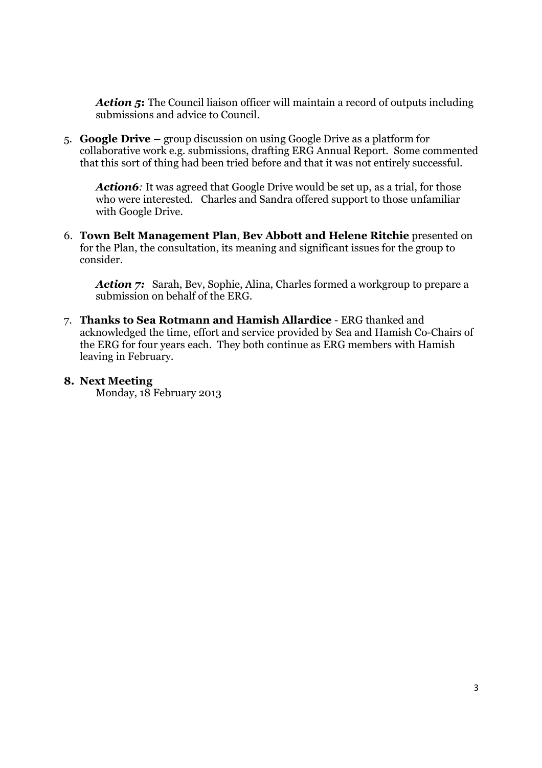***Action 5*:** The Council liaison officer will maintain a record of outputs including submissions and advice to Council.

5. **Google Drive –** group discussion on using Google Drive as a platform for collaborative work e.g. submissions, drafting ERG Annual Report. Some commented that this sort of thing had been tried before and that it was not entirely successful.

   ***Action6****:* It was agreed that Google Drive would be set up, as a trial, for those who were interested. Charles and Sandra offered support to those unfamiliar with Google Drive.

6. **Town Belt Management Plan**, **Bev Abbott and Helene Ritchie** presented on for the Plan, the consultation, its meaning and significant issues for the group to consider.

   ***Action 7:*** Sarah, Bev, Sophie, Alina, Charles formed a workgroup to prepare a submission on behalf of the ERG.

7. **Thanks to Sea Rotmann and Hamish Allardice** - ERG thanked and acknowledged the time, effort and service provided by Sea and Hamish Co-Chairs of the ERG for four years each. They both continue as ERG members with Hamish leaving in February.

**8. Next Meeting**

Monday, 18 February 2013